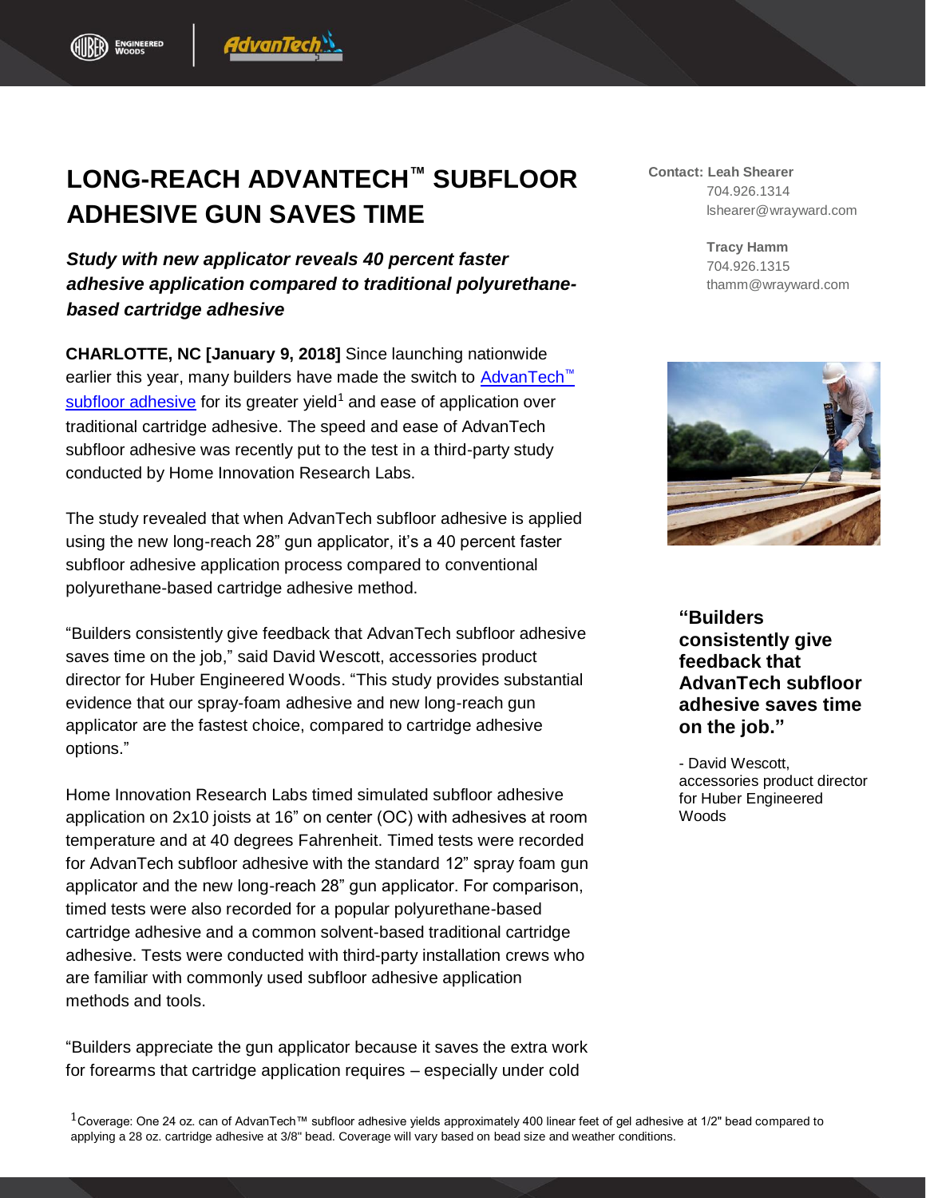# LONG-REACH ADVANTECH™ SUBFLOOR ADHESIVE GUN SAVES TIME

***Study with new applicator reveals 40 percent faster adhesive application compared to traditional polyurethane-based cartridge adhesive***

**Contact: Leah Shearer**
704.926.1314
lshearer@wrayward.com

**Tracy Hamm**
704.926.1315
thamm@wrayward.com

**CHARLOTTE, NC [January 9, 2018]** Since launching nationwide earlier this year, many builders have made the switch to [AdvanTech™ subfloor adhesive]() for its greater yield[1] and ease of application over traditional cartridge adhesive. The speed and ease of AdvanTech subfloor adhesive was recently put to the test in a third-party study conducted by Home Innovation Research Labs.

The study revealed that when AdvanTech subfloor adhesive is applied using the new long-reach 28" gun applicator, it's a 40 percent faster subfloor adhesive application process compared to conventional polyurethane-based cartridge adhesive method.

"Builders consistently give feedback that AdvanTech subfloor adhesive saves time on the job," said David Wescott, accessories product director for Huber Engineered Woods. "This study provides substantial evidence that our spray-foam adhesive and new long-reach gun applicator are the fastest choice, compared to cartridge adhesive options."

**"Builders consistently give feedback that AdvanTech subfloor adhesive saves time on the job."**

\- David Wescott, accessories product director for Huber Engineered Woods

Home Innovation Research Labs timed simulated subfloor adhesive application on 2x10 joists at 16" on center (OC) with adhesives at room temperature and at 40 degrees Fahrenheit. Timed tests were recorded for AdvanTech subfloor adhesive with the standard 12" spray foam gun applicator and the new long-reach 28" gun applicator. For comparison, timed tests were also recorded for a popular polyurethane-based cartridge adhesive and a common solvent-based traditional cartridge adhesive. Tests were conducted with third-party installation crews who are familiar with commonly used subfloor adhesive application methods and tools.

"Builders appreciate the gun applicator because it saves the extra work for forearms that cartridge application requires – especially under cold

[1] Coverage: One 24 oz. can of AdvanTech™ subfloor adhesive yields approximately 400 linear feet of gel adhesive at 1/2" bead compared to applying a 28 oz. cartridge adhesive at 3/8" bead. Coverage will vary based on bead size and weather conditions.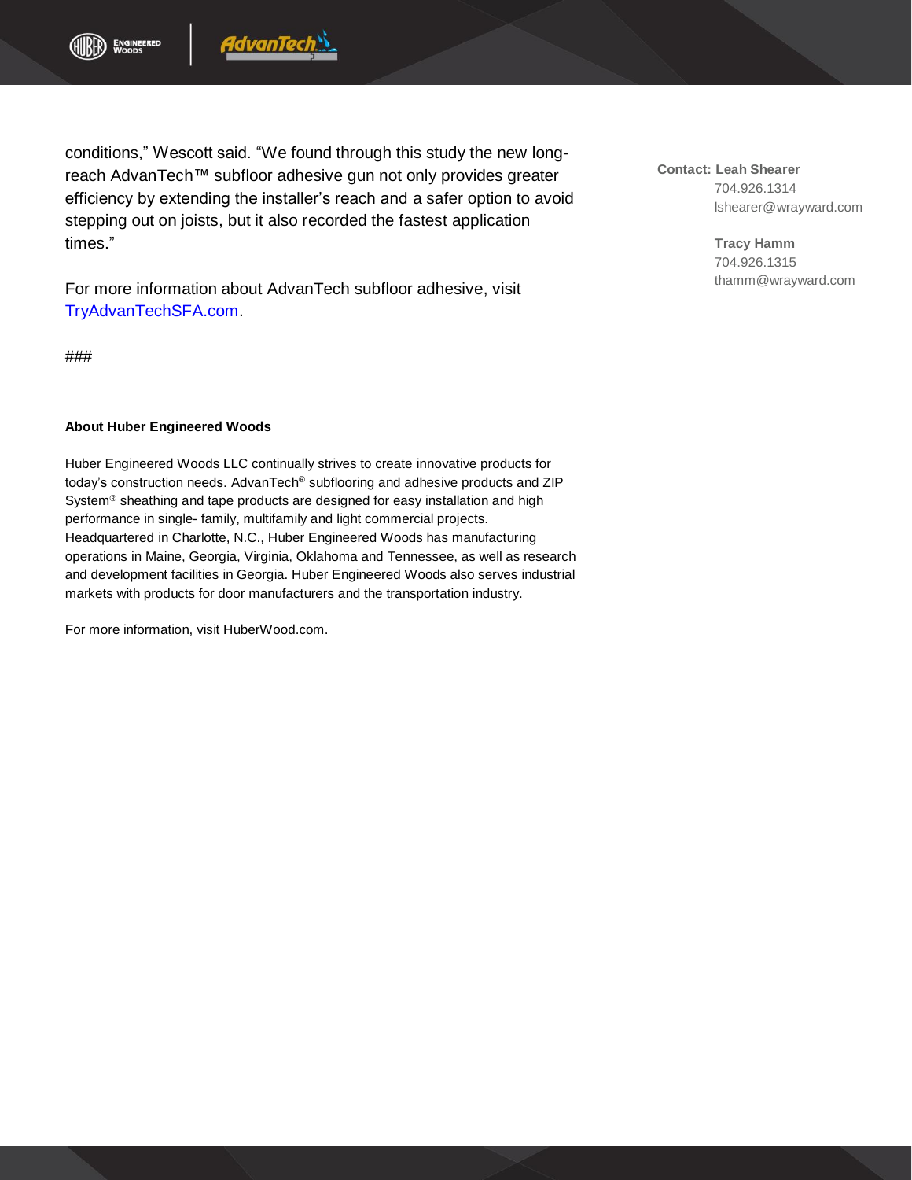conditions," Wescott said. "We found through this study the new long-reach AdvanTech™ subfloor adhesive gun not only provides greater efficiency by extending the installer's reach and a safer option to avoid stepping out on joists, but it also recorded the fastest application times."

For more information about AdvanTech subfloor adhesive, visit [TryAdvanTechSFA.com](http://TryAdvanTechSFA.com).

###

**Contact:** **Leah Shearer**
704.926.1314
lshearer@wrayward.com

**Tracy Hamm**
704.926.1315
thamm@wrayward.com

**About Huber Engineered Woods**

Huber Engineered Woods LLC continually strives to create innovative products for today's construction needs. AdvanTech® subflooring and adhesive products and ZIP System® sheathing and tape products are designed for easy installation and high performance in single- family, multifamily and light commercial projects. Headquartered in Charlotte, N.C., Huber Engineered Woods has manufacturing operations in Maine, Georgia, Virginia, Oklahoma and Tennessee, as well as research and development facilities in Georgia. Huber Engineered Woods also serves industrial markets with products for door manufacturers and the transportation industry.

For more information, visit HuberWood.com.